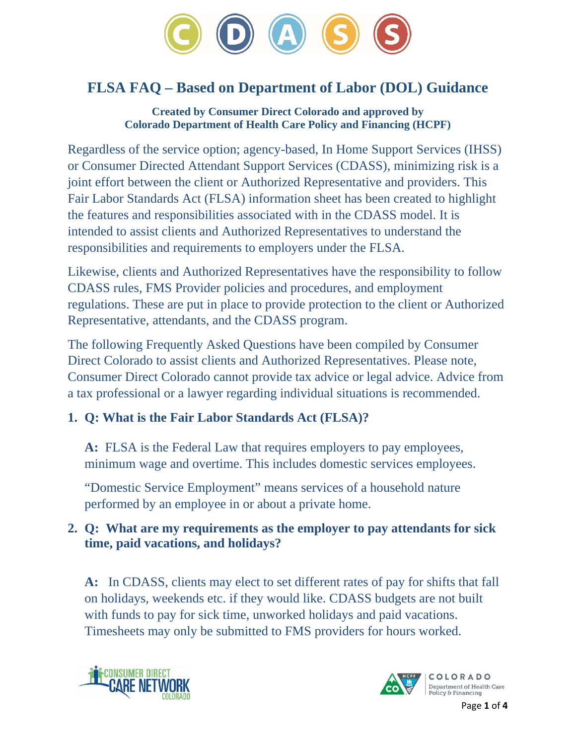# FLSA FAQ – Based on Department of Labor (DOL) Guidance

**Created by Consumer Direct Colorado and approved by Colorado Department of Health Care Policy and Financing (HCPF)**

Regardless of the service option; agency-based, In Home Support Services (IHSS) or Consumer Directed Attendant Support Services (CDASS), minimizing risk is a joint effort between the client or Authorized Representative and providers. This Fair Labor Standards Act (FLSA) information sheet has been created to highlight the features and responsibilities associated with in the CDASS model. It is intended to assist clients and Authorized Representatives to understand the responsibilities and requirements to employers under the FLSA.

Likewise, clients and Authorized Representatives have the responsibility to follow CDASS rules, FMS Provider policies and procedures, and employment regulations. These are put in place to provide protection to the client or Authorized Representative, attendants, and the CDASS program.

The following Frequently Asked Questions have been compiled by Consumer Direct Colorado to assist clients and Authorized Representatives. Please note, Consumer Direct Colorado cannot provide tax advice or legal advice. Advice from a tax professional or a lawyer regarding individual situations is recommended.

1. **Q: What is the Fair Labor Standards Act (FLSA)?**

   **A:** FLSA is the Federal Law that requires employers to pay employees, minimum wage and overtime. This includes domestic services employees.

   "Domestic Service Employment" means services of a household nature performed by an employee in or about a private home.

2. **Q: What are my requirements as the employer to pay attendants for sick time, paid vacations, and holidays?**

   **A:** In CDASS, clients may elect to set different rates of pay for shifts that fall on holidays, weekends etc. if they would like. CDASS budgets are not built with funds to pay for sick time, unworked holidays and paid vacations. Timesheets may only be submitted to FMS providers for hours worked.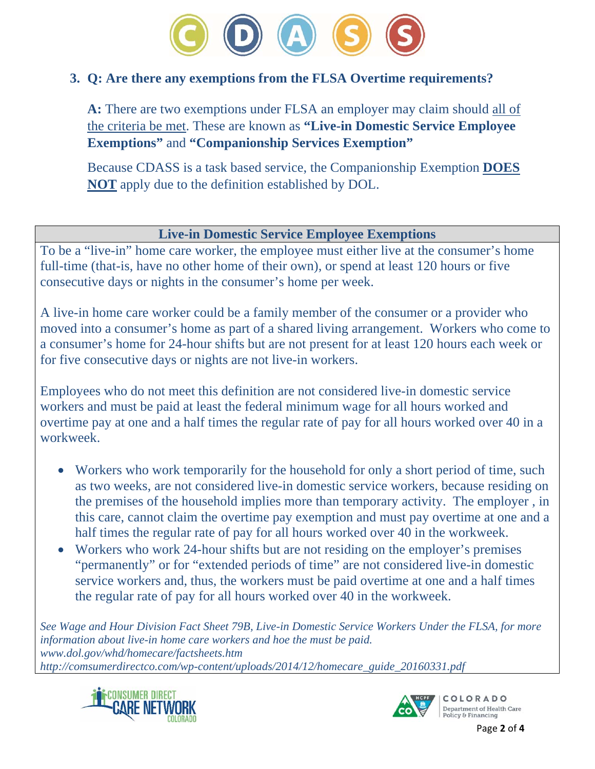### 3. Q: Are there any exemptions from the FLSA Overtime requirements?

**A:** There are two exemptions under FLSA an employer may claim should all of the criteria be met. These are known as **"Live-in Domestic Service Employee Exemptions"** and **"Companionship Services Exemption"**

Because CDASS is a task based service, the Companionship Exemption **DOES NOT** apply due to the definition established by DOL.

| Live-in Domestic Service Employee Exemptions |
|---|
| To be a "live-in" home care worker, the employee must either live at the consumer's home full-time (that-is, have no other home of their own), or spend at least 120 hours or five consecutive days or nights in the consumer's home per week.<br><br>A live-in home care worker could be a family member of the consumer or a provider who moved into a consumer's home as part of a shared living arrangement. Workers who come to a consumer's home for 24-hour shifts but are not present for at least 120 hours each week or for five consecutive days or nights are not live-in workers.<br><br>Employees who do not meet this definition are not considered live-in domestic service workers and must be paid at least the federal minimum wage for all hours worked and overtime pay at one and a half times the regular rate of pay for all hours worked over 40 in a workweek.<br><br>• Workers who work temporarily for the household for only a short period of time, such as two weeks, are not considered live-in domestic service workers, because residing on the premises of the household implies more than temporary activity. The employer , in this care, cannot claim the overtime pay exemption and must pay overtime at one and a half times the regular rate of pay for all hours worked over 40 in the workweek.<br>• Workers who work 24-hour shifts but are not residing on the employer's premises "permanently" or for "extended periods of time" are not considered live-in domestic service workers and, thus, the workers must be paid overtime at one and a half times the regular rate of pay for all hours worked over 40 in the workweek.<br><br>*See Wage and Hour Division Fact Sheet 79B, Live-in Domestic Service Workers Under the FLSA, for more information about live-in home care workers and hoe the must be paid.*<br>*www.dol.gov/whd/homecare/factsheets.htm*<br>*http://comsumerdirectco.com/wp-content/uploads/2014/12/homecare_guide_20160331.pdf* |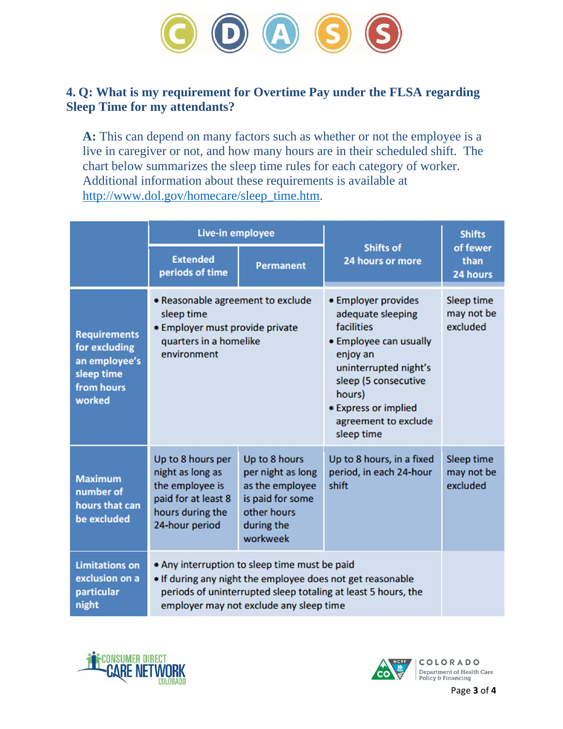### 4. Q: What is my requirement for Overtime Pay under the FLSA regarding Sleep Time for my attendants?

**A:** This can depend on many factors such as whether or not the employee is a live in caregiver or not, and how many hours are in their scheduled shift. The chart below summarizes the sleep time rules for each category of worker. Additional information about these requirements is available at [http://www.dol.gov/homecare/sleep_time.htm](http://www.dol.gov/homecare/sleep_time.htm).

| | Live-in employee | | Shifts of 24 hours or more | Shifts of fewer than 24 hours |
|---|---|---|---|---|
| | Extended periods of time | Permanent | | |
| **Requirements for excluding an employee's sleep time from hours worked** | • Reasonable agreement to exclude sleep time<br>• Employer must provide private quarters in a homelike environment | | • Employer provides adequate sleeping facilities<br>• Employee can usually enjoy an uninterrupted night's sleep (5 consecutive hours)<br>• Express or implied agreement to exclude sleep time | Sleep time may not be excluded |
| **Maximum number of hours that can be excluded** | Up to 8 hours per night as long as the employee is paid for at least 8 hours during the 24-hour period | Up to 8 hours per night as long as the employee is paid for some other hours during the workweek | Up to 8 hours, in a fixed period, in each 24-hour shift | Sleep time may not be excluded |
| **Limitations on exclusion on a particular night** | • Any interruption to sleep time must be paid<br>• If during any night the employee does not get reasonable periods of uninterrupted sleep totaling at least 5 hours, the employer may not exclude any sleep time | | | |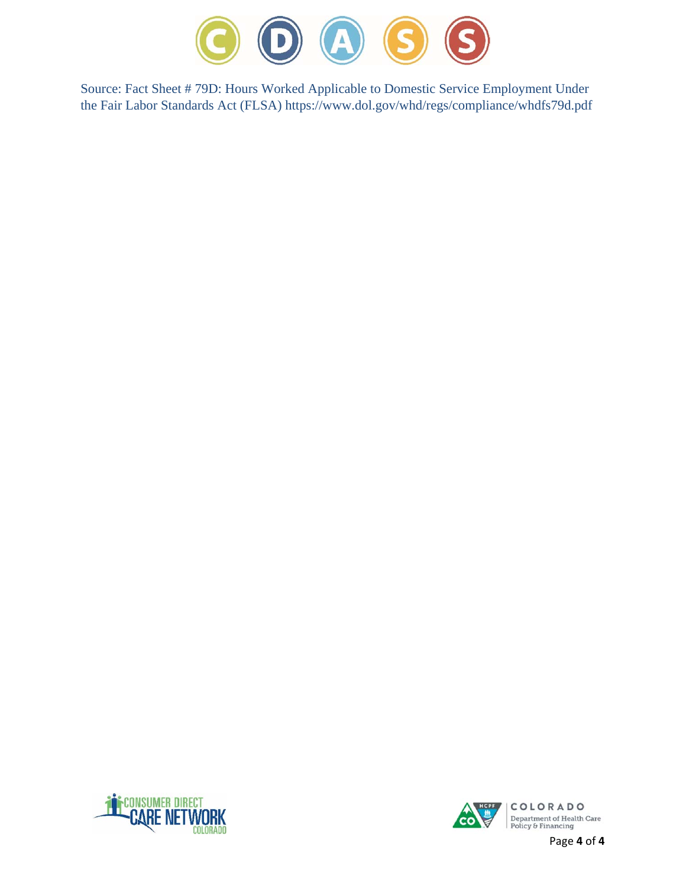Source: Fact Sheet # 79D: Hours Worked Applicable to Domestic Service Employment Under the Fair Labor Standards Act (FLSA) https://www.dol.gov/whd/regs/compliance/whdfs79d.pdf